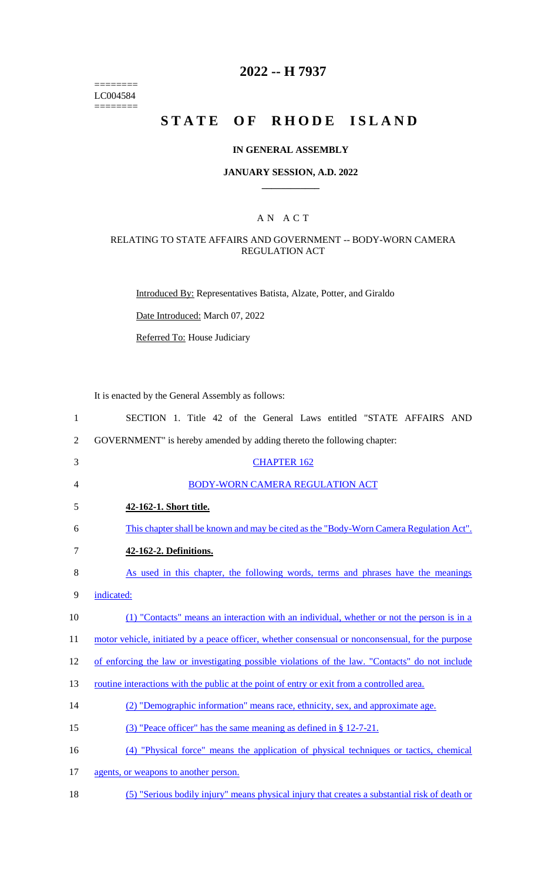========
LC004584
========

# 2022 -- H 7937

# STATE OF RHODE ISLAND

### IN GENERAL ASSEMBLY

### JANUARY SESSION, A.D. 2022

## A N A C T

### RELATING TO STATE AFFAIRS AND GOVERNMENT -- BODY-WORN CAMERA REGULATION ACT

Introduced By: Representatives Batista, Alzate, Potter, and Giraldo

Date Introduced: March 07, 2022

Referred To: House Judiciary

It is enacted by the General Assembly as follows:

SECTION 1. Title 42 of the General Laws entitled "STATE AFFAIRS AND GOVERNMENT" is hereby amended by adding thereto the following chapter:

CHAPTER 162

BODY-WORN CAMERA REGULATION ACT

**42-162-1. Short title.**

This chapter shall be known and may be cited as the "Body-Worn Camera Regulation Act".

**42-162-2. Definitions.**

As used in this chapter, the following words, terms and phrases have the meanings indicated:

(1) "Contacts" means an interaction with an individual, whether or not the person is in a motor vehicle, initiated by a peace officer, whether consensual or nonconsensual, for the purpose of enforcing the law or investigating possible violations of the law. "Contacts" do not include routine interactions with the public at the point of entry or exit from a controlled area.

(2) "Demographic information" means race, ethnicity, sex, and approximate age.

(3) "Peace officer" has the same meaning as defined in § 12-7-21.

(4) "Physical force" means the application of physical techniques or tactics, chemical agents, or weapons to another person.

(5) "Serious bodily injury" means physical injury that creates a substantial risk of death or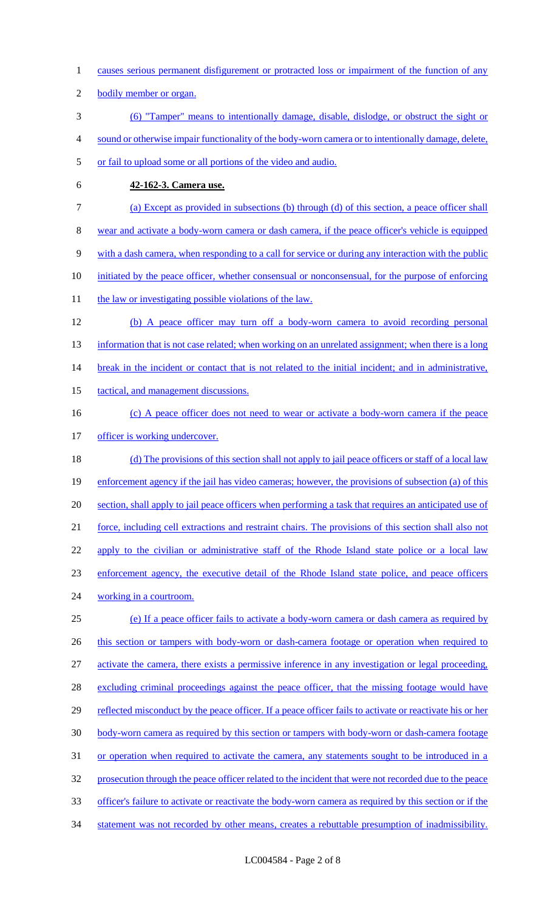causes serious permanent disfigurement or protracted loss or impairment of the function of any bodily member or organ.

(6) "Tamper" means to intentionally damage, disable, dislodge, or obstruct the sight or sound or otherwise impair functionality of the body-worn camera or to intentionally damage, delete, or fail to upload some or all portions of the video and audio.

**42-162-3. Camera use.**

(a) Except as provided in subsections (b) through (d) of this section, a peace officer shall wear and activate a body-worn camera or dash camera, if the peace officer's vehicle is equipped with a dash camera, when responding to a call for service or during any interaction with the public initiated by the peace officer, whether consensual or nonconsensual, for the purpose of enforcing the law or investigating possible violations of the law.

(b) A peace officer may turn off a body-worn camera to avoid recording personal information that is not case related; when working on an unrelated assignment; when there is a long break in the incident or contact that is not related to the initial incident; and in administrative, tactical, and management discussions.

(c) A peace officer does not need to wear or activate a body-worn camera if the peace officer is working undercover.

(d) The provisions of this section shall not apply to jail peace officers or staff of a local law enforcement agency if the jail has video cameras; however, the provisions of subsection (a) of this section, shall apply to jail peace officers when performing a task that requires an anticipated use of force, including cell extractions and restraint chairs. The provisions of this section shall also not apply to the civilian or administrative staff of the Rhode Island state police or a local law enforcement agency, the executive detail of the Rhode Island state police, and peace officers working in a courtroom.

(e) If a peace officer fails to activate a body-worn camera or dash camera as required by this section or tampers with body-worn or dash-camera footage or operation when required to activate the camera, there exists a permissive inference in any investigation or legal proceeding, excluding criminal proceedings against the peace officer, that the missing footage would have reflected misconduct by the peace officer. If a peace officer fails to activate or reactivate his or her body-worn camera as required by this section or tampers with body-worn or dash-camera footage or operation when required to activate the camera, any statements sought to be introduced in a prosecution through the peace officer related to the incident that were not recorded due to the peace officer's failure to activate or reactivate the body-worn camera as required by this section or if the statement was not recorded by other means, creates a rebuttable presumption of inadmissibility.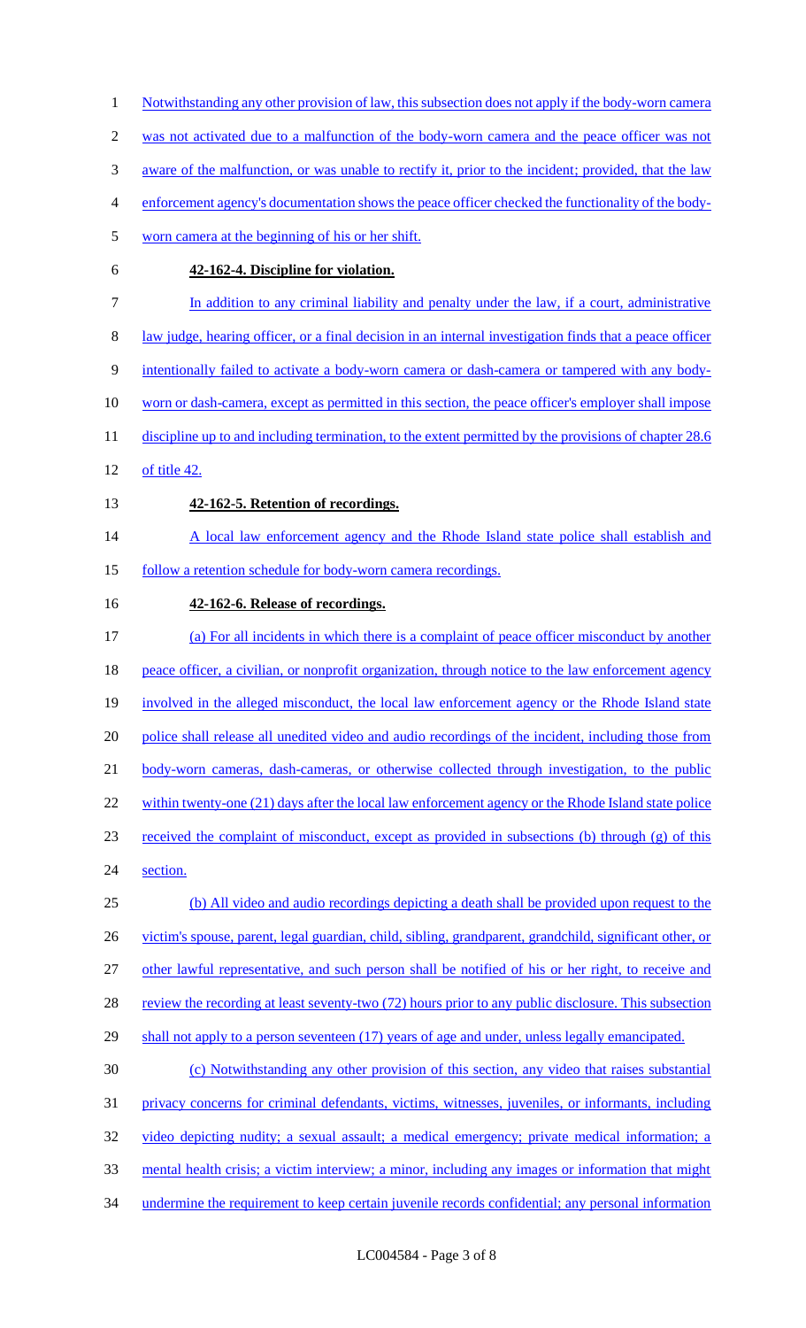Notwithstanding any other provision of law, this subsection does not apply if the body-worn camera was not activated due to a malfunction of the body-worn camera and the peace officer was not aware of the malfunction, or was unable to rectify it, prior to the incident; provided, that the law enforcement agency's documentation shows the peace officer checked the functionality of the body-worn camera at the beginning of his or her shift.

**42-162-4. Discipline for violation.**

In addition to any criminal liability and penalty under the law, if a court, administrative law judge, hearing officer, or a final decision in an internal investigation finds that a peace officer intentionally failed to activate a body-worn camera or dash-camera or tampered with any body-worn or dash-camera, except as permitted in this section, the peace officer's employer shall impose discipline up to and including termination, to the extent permitted by the provisions of chapter 28.6 of title 42.

**42-162-5. Retention of recordings.**

A local law enforcement agency and the Rhode Island state police shall establish and follow a retention schedule for body-worn camera recordings.

**42-162-6. Release of recordings.**

(a) For all incidents in which there is a complaint of peace officer misconduct by another peace officer, a civilian, or nonprofit organization, through notice to the law enforcement agency involved in the alleged misconduct, the local law enforcement agency or the Rhode Island state police shall release all unedited video and audio recordings of the incident, including those from body-worn cameras, dash-cameras, or otherwise collected through investigation, to the public within twenty-one (21) days after the local law enforcement agency or the Rhode Island state police received the complaint of misconduct, except as provided in subsections (b) through (g) of this section.

(b) All video and audio recordings depicting a death shall be provided upon request to the victim's spouse, parent, legal guardian, child, sibling, grandparent, grandchild, significant other, or other lawful representative, and such person shall be notified of his or her right, to receive and review the recording at least seventy-two (72) hours prior to any public disclosure. This subsection shall not apply to a person seventeen (17) years of age and under, unless legally emancipated.

(c) Notwithstanding any other provision of this section, any video that raises substantial privacy concerns for criminal defendants, victims, witnesses, juveniles, or informants, including video depicting nudity; a sexual assault; a medical emergency; private medical information; a mental health crisis; a victim interview; a minor, including any images or information that might undermine the requirement to keep certain juvenile records confidential; any personal information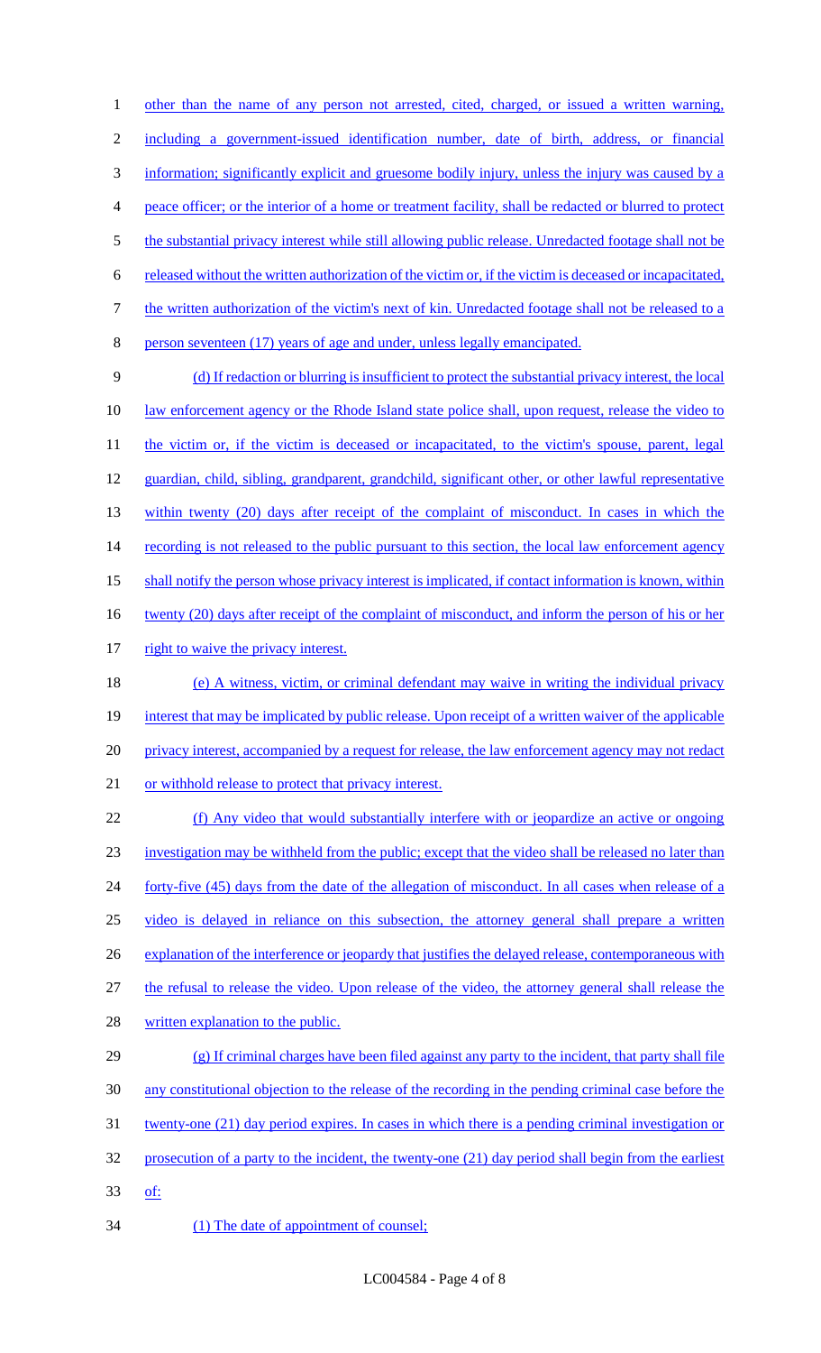other than the name of any person not arrested, cited, charged, or issued a written warning, including a government-issued identification number, date of birth, address, or financial information; significantly explicit and gruesome bodily injury, unless the injury was caused by a peace officer; or the interior of a home or treatment facility, shall be redacted or blurred to protect the substantial privacy interest while still allowing public release. Unredacted footage shall not be released without the written authorization of the victim or, if the victim is deceased or incapacitated, the written authorization of the victim's next of kin. Unredacted footage shall not be released to a person seventeen (17) years of age and under, unless legally emancipated.

(d) If redaction or blurring is insufficient to protect the substantial privacy interest, the local law enforcement agency or the Rhode Island state police shall, upon request, release the video to the victim or, if the victim is deceased or incapacitated, to the victim's spouse, parent, legal guardian, child, sibling, grandparent, grandchild, significant other, or other lawful representative within twenty (20) days after receipt of the complaint of misconduct. In cases in which the recording is not released to the public pursuant to this section, the local law enforcement agency shall notify the person whose privacy interest is implicated, if contact information is known, within twenty (20) days after receipt of the complaint of misconduct, and inform the person of his or her right to waive the privacy interest.

(e) A witness, victim, or criminal defendant may waive in writing the individual privacy interest that may be implicated by public release. Upon receipt of a written waiver of the applicable privacy interest, accompanied by a request for release, the law enforcement agency may not redact or withhold release to protect that privacy interest.

(f) Any video that would substantially interfere with or jeopardize an active or ongoing investigation may be withheld from the public; except that the video shall be released no later than forty-five (45) days from the date of the allegation of misconduct. In all cases when release of a video is delayed in reliance on this subsection, the attorney general shall prepare a written explanation of the interference or jeopardy that justifies the delayed release, contemporaneous with the refusal to release the video. Upon release of the video, the attorney general shall release the written explanation to the public.

(g) If criminal charges have been filed against any party to the incident, that party shall file any constitutional objection to the release of the recording in the pending criminal case before the twenty-one (21) day period expires. In cases in which there is a pending criminal investigation or prosecution of a party to the incident, the twenty-one (21) day period shall begin from the earliest of:

(1) The date of appointment of counsel;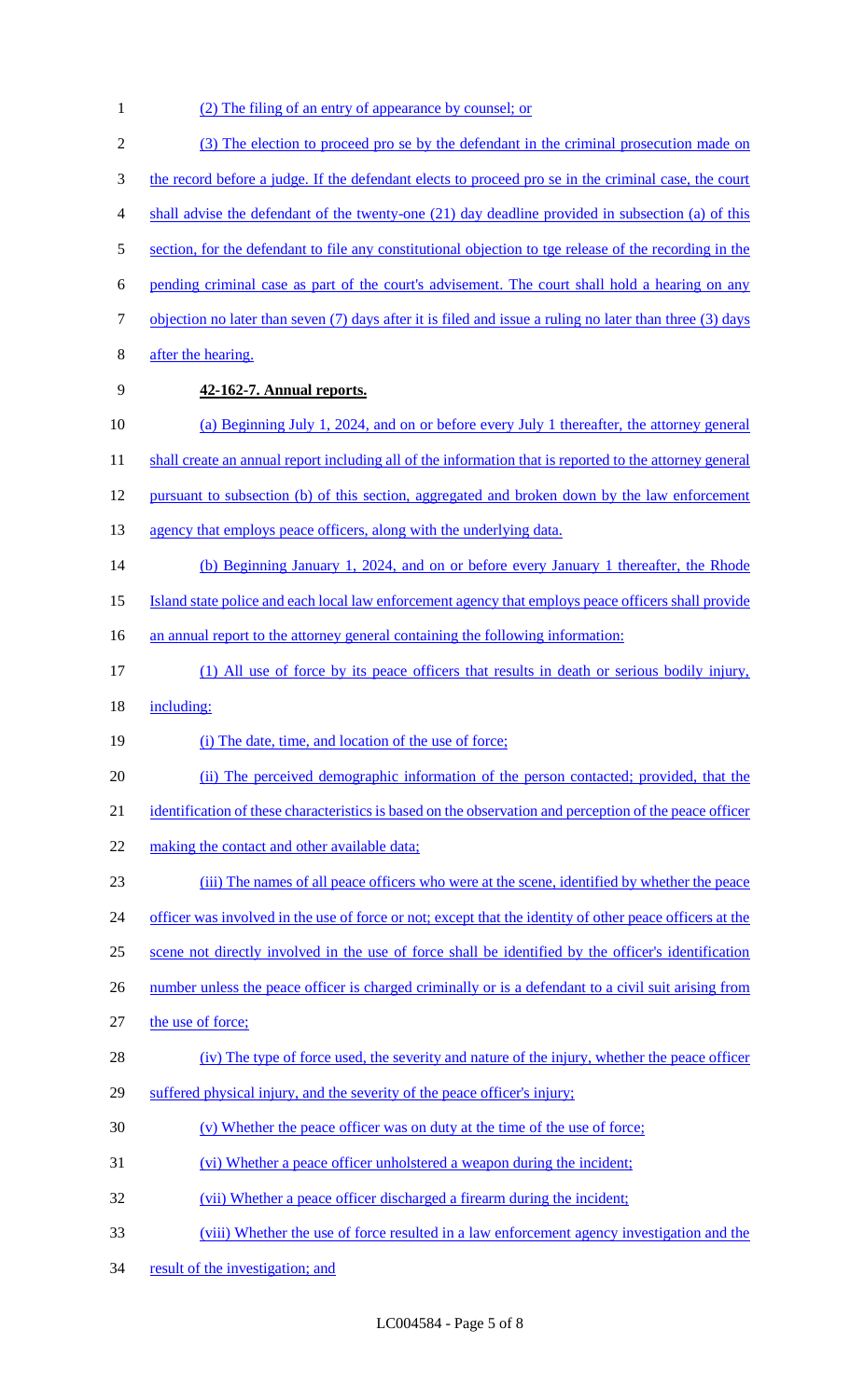(2) The filing of an entry of appearance by counsel; or

(3) The election to proceed pro se by the defendant in the criminal prosecution made on the record before a judge. If the defendant elects to proceed pro se in the criminal case, the court shall advise the defendant of the twenty-one (21) day deadline provided in subsection (a) of this section, for the defendant to file any constitutional objection to tge release of the recording in the pending criminal case as part of the court's advisement. The court shall hold a hearing on any objection no later than seven (7) days after it is filed and issue a ruling no later than three (3) days after the hearing.

**42-162-7. Annual reports.**

(a) Beginning July 1, 2024, and on or before every July 1 thereafter, the attorney general shall create an annual report including all of the information that is reported to the attorney general pursuant to subsection (b) of this section, aggregated and broken down by the law enforcement agency that employs peace officers, along with the underlying data.

(b) Beginning January 1, 2024, and on or before every January 1 thereafter, the Rhode Island state police and each local law enforcement agency that employs peace officers shall provide an annual report to the attorney general containing the following information:

(1) All use of force by its peace officers that results in death or serious bodily injury, including:

(i) The date, time, and location of the use of force;

(ii) The perceived demographic information of the person contacted; provided, that the identification of these characteristics is based on the observation and perception of the peace officer making the contact and other available data;

(iii) The names of all peace officers who were at the scene, identified by whether the peace officer was involved in the use of force or not; except that the identity of other peace officers at the scene not directly involved in the use of force shall be identified by the officer's identification number unless the peace officer is charged criminally or is a defendant to a civil suit arising from the use of force;

(iv) The type of force used, the severity and nature of the injury, whether the peace officer suffered physical injury, and the severity of the peace officer's injury;

(v) Whether the peace officer was on duty at the time of the use of force;

(vi) Whether a peace officer unholstered a weapon during the incident;

(vii) Whether a peace officer discharged a firearm during the incident;

(viii) Whether the use of force resulted in a law enforcement agency investigation and the result of the investigation; and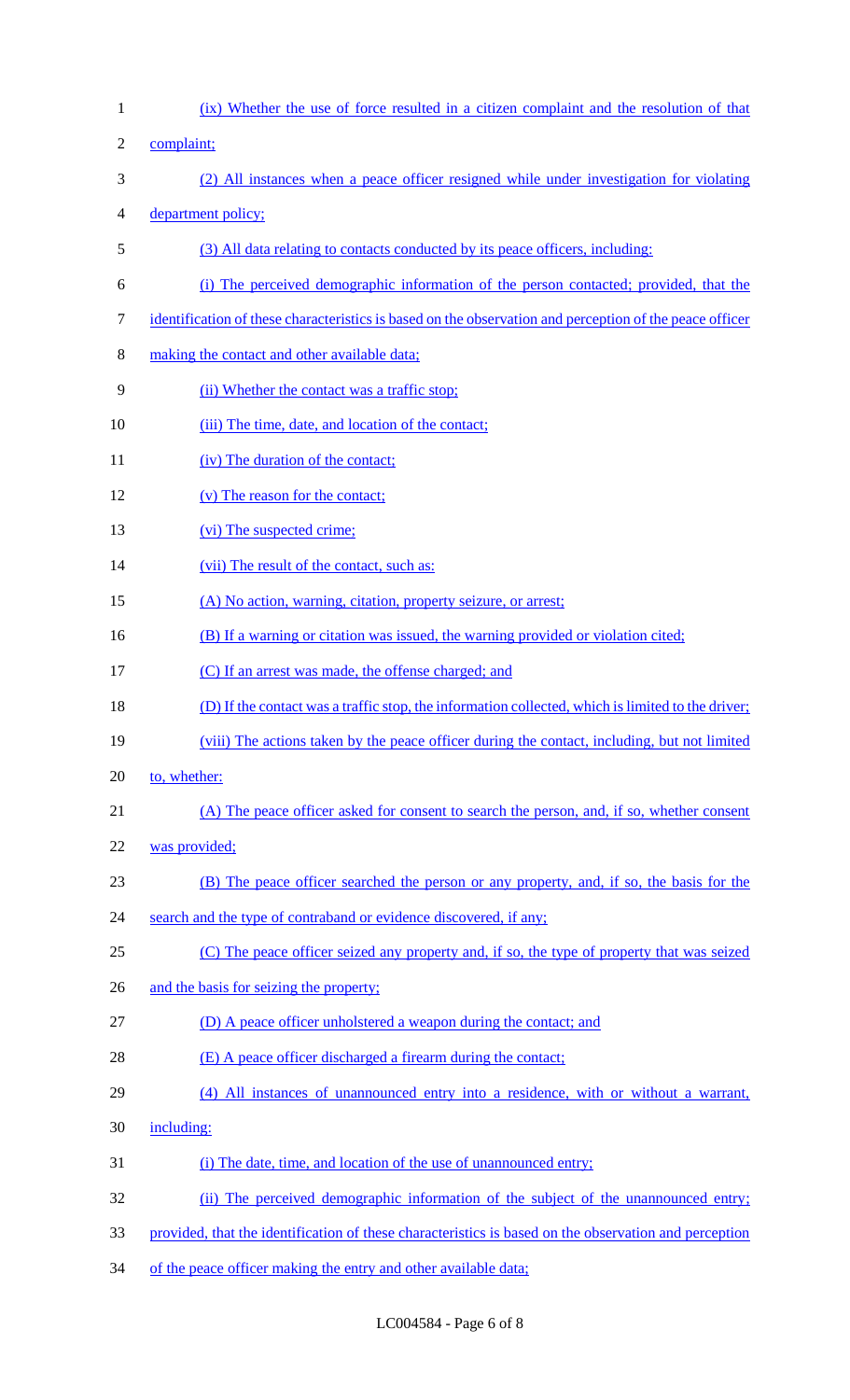(ix) Whether the use of force resulted in a citizen complaint and the resolution of that complaint;

(2) All instances when a peace officer resigned while under investigation for violating department policy;

(3) All data relating to contacts conducted by its peace officers, including:

(i) The perceived demographic information of the person contacted; provided, that the identification of these characteristics is based on the observation and perception of the peace officer making the contact and other available data;

(ii) Whether the contact was a traffic stop;

(iii) The time, date, and location of the contact;

(iv) The duration of the contact;

(v) The reason for the contact;

(vi) The suspected crime;

(vii) The result of the contact, such as:

(A) No action, warning, citation, property seizure, or arrest;

(B) If a warning or citation was issued, the warning provided or violation cited;

(C) If an arrest was made, the offense charged; and

(D) If the contact was a traffic stop, the information collected, which is limited to the driver;

(viii) The actions taken by the peace officer during the contact, including, but not limited to, whether:

(A) The peace officer asked for consent to search the person, and, if so, whether consent was provided;

(B) The peace officer searched the person or any property, and, if so, the basis for the search and the type of contraband or evidence discovered, if any;

(C) The peace officer seized any property and, if so, the type of property that was seized and the basis for seizing the property;

(D) A peace officer unholstered a weapon during the contact; and

(E) A peace officer discharged a firearm during the contact;

(4) All instances of unannounced entry into a residence, with or without a warrant, including:

(i) The date, time, and location of the use of unannounced entry;

(ii) The perceived demographic information of the subject of the unannounced entry; provided, that the identification of these characteristics is based on the observation and perception of the peace officer making the entry and other available data;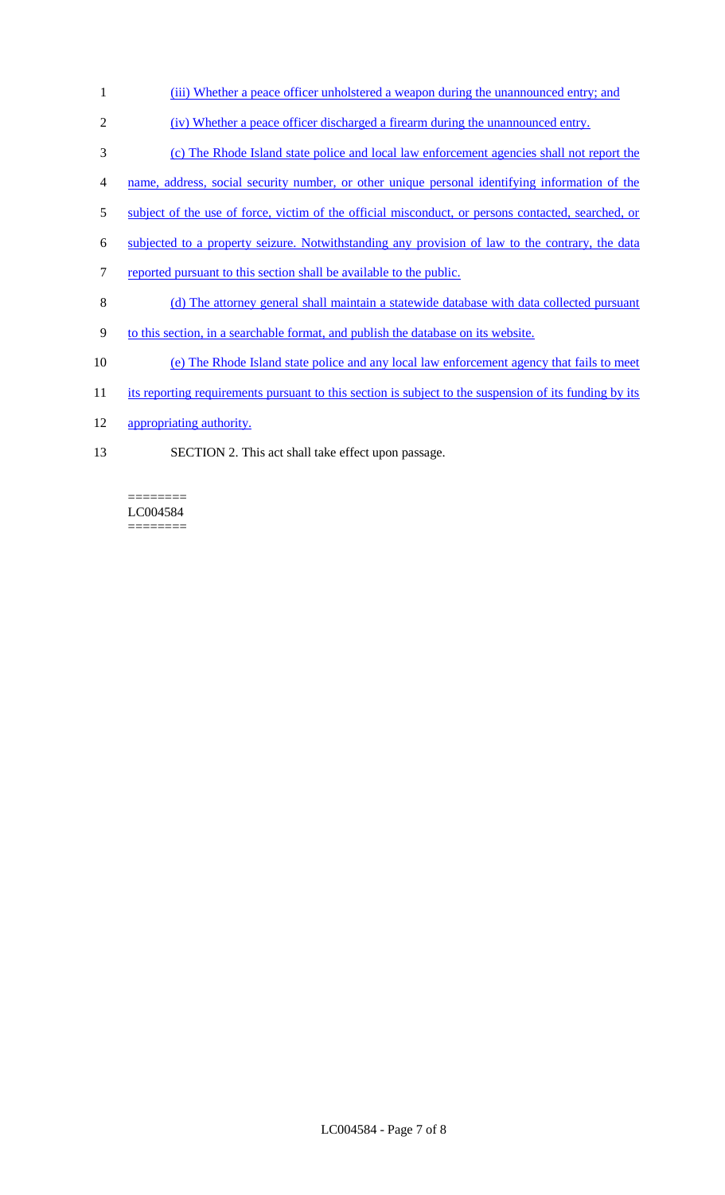(iii) Whether a peace officer unholstered a weapon during the unannounced entry; and

(iv) Whether a peace officer discharged a firearm during the unannounced entry.

(c) The Rhode Island state police and local law enforcement agencies shall not report the name, address, social security number, or other unique personal identifying information of the subject of the use of force, victim of the official misconduct, or persons contacted, searched, or subjected to a property seizure. Notwithstanding any provision of law to the contrary, the data reported pursuant to this section shall be available to the public.

(d) The attorney general shall maintain a statewide database with data collected pursuant to this section, in a searchable format, and publish the database on its website.

(e) The Rhode Island state police and any local law enforcement agency that fails to meet its reporting requirements pursuant to this section is subject to the suspension of its funding by its appropriating authority.

SECTION 2. This act shall take effect upon passage.

========
LC004584
========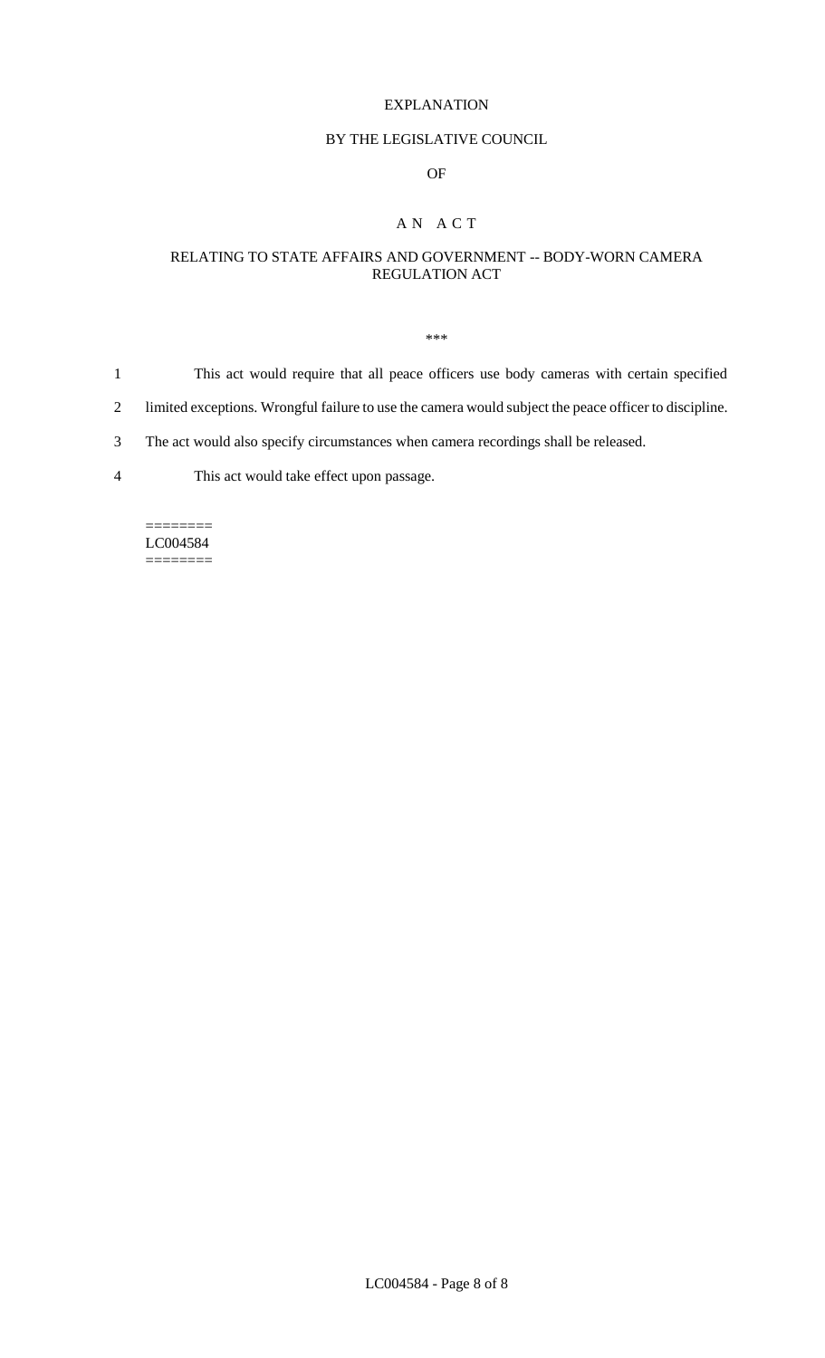EXPLANATION

BY THE LEGISLATIVE COUNCIL

OF

# A N A C T

RELATING TO STATE AFFAIRS AND GOVERNMENT -- BODY-WORN CAMERA REGULATION ACT

\*\*\*

1 This act would require that all peace officers use body cameras with certain specified
2 limited exceptions. Wrongful failure to use the camera would subject the peace officer to discipline.
3 The act would also specify circumstances when camera recordings shall be released.
4 This act would take effect upon passage.

========
LC004584
========